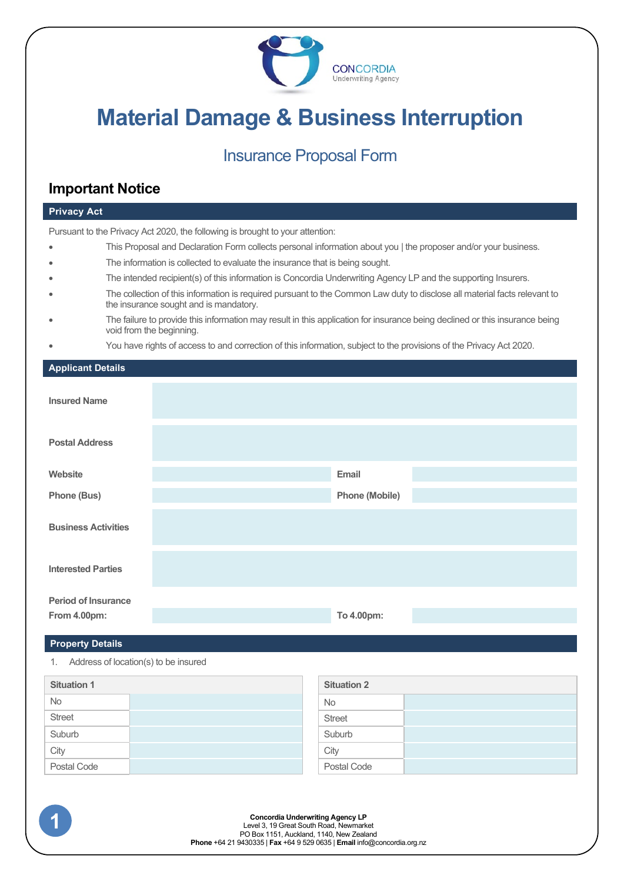CONCORDIA
Underwriting Agency

# Material Damage & Business Interruption

## Insurance Proposal Form

## Important Notice

### Privacy Act

Pursuant to the Privacy Act 2020, the following is brought to your attention:

- This Proposal and Declaration Form collects personal information about you | the proposer and/or your business.
- The information is collected to evaluate the insurance that is being sought.
- The intended recipient(s) of this information is Concordia Underwriting Agency LP and the supporting Insurers.
- The collection of this information is required pursuant to the Common Law duty to disclose all material facts relevant to the insurance sought and is mandatory.
- The failure to provide this information may result in this application for insurance being declined or this insurance being void from the beginning.
- You have rights of access to and correction of this information, subject to the provisions of the Privacy Act 2020.

### Applicant Details

| | | | |
|---|---|---|---|
| **Insured Name** | | | |
| **Postal Address** | | | |
| **Website** | | **Email** | |
| **Phone (Bus)** | | **Phone (Mobile)** | |
| **Business Activities** | | | |
| **Interested Parties** | | | |
| **Period of Insurance From 4.00pm:** | | **To 4.00pm:** | |

### Property Details

1. Address of location(s) to be insured

| Situation 1 | | Situation 2 | |
|---|---|---|---|
| No | | No | |
| Street | | Street | |
| Suburb | | Suburb | |
| City | | City | |
| Postal Code | | Postal Code | |

**Concordia Underwriting Agency LP**
Level 3, 19 Great South Road, Newmarket
PO Box 1151, Auckland, 1140, New Zealand
**Phone** +64 21 9430335 | **Fax** +64 9 529 0635 | **Email** info@concordia.org.nz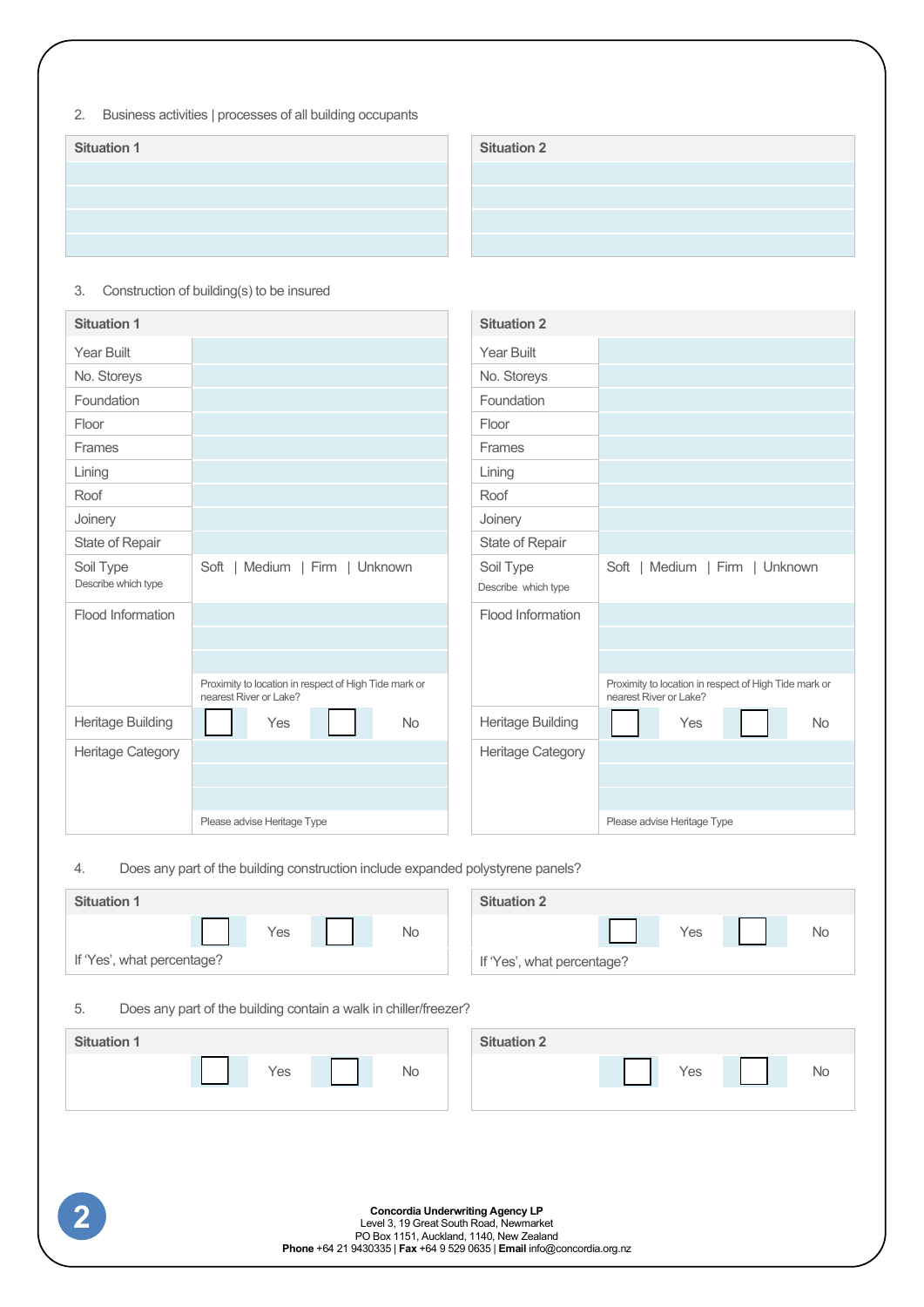2. Business activities | processes of all building occupants

| Situation 1 | Situation 2 |
|---|---|
| | |
| | |
| | |
| | |

3. Construction of building(s) to be insured

| Situation 1 | | Situation 2 | |
|---|---|---|---|
| Year Built | | Year Built | |
| No. Storeys | | No. Storeys | |
| Foundation | | Foundation | |
| Floor | | Floor | |
| Frames | | Frames | |
| Lining | | Lining | |
| Roof | | Roof | |
| Joinery | | Joinery | |
| State of Repair | | State of Repair | |
| Soil Type<br>Describe which type | Soft \| Medium \| Firm \| Unknown | Soil Type<br>Describe which type | Soft \| Medium \| Firm \| Unknown |
| Flood Information | Proximity to location in respect of High Tide mark or nearest River or Lake? | Flood Information | Proximity to location in respect of High Tide mark or nearest River or Lake? |
| Heritage Building | ☐ Yes ☐ No | Heritage Building | ☐ Yes ☐ No |
| Heritage Category | Please advise Heritage Type | Heritage Category | Please advise Heritage Type |

4. Does any part of the building construction include expanded polystyrene panels?

| Situation 1 | Situation 2 |
|---|---|
| ☐ Yes ☐ No | ☐ Yes ☐ No |
| If 'Yes', what percentage? | If 'Yes', what percentage? |

5. Does any part of the building contain a walk in chiller/freezer?

| Situation 1 | Situation 2 |
|---|---|
| ☐ Yes ☐ No | ☐ Yes ☐ No |

**Concordia Underwriting Agency LP**
Level 3, 19 Great South Road, Newmarket
PO Box 1151, Auckland, 1140, New Zealand
**Phone** +64 21 9430335 | **Fax** +64 9 529 0635 | **Email** info@concordia.org.nz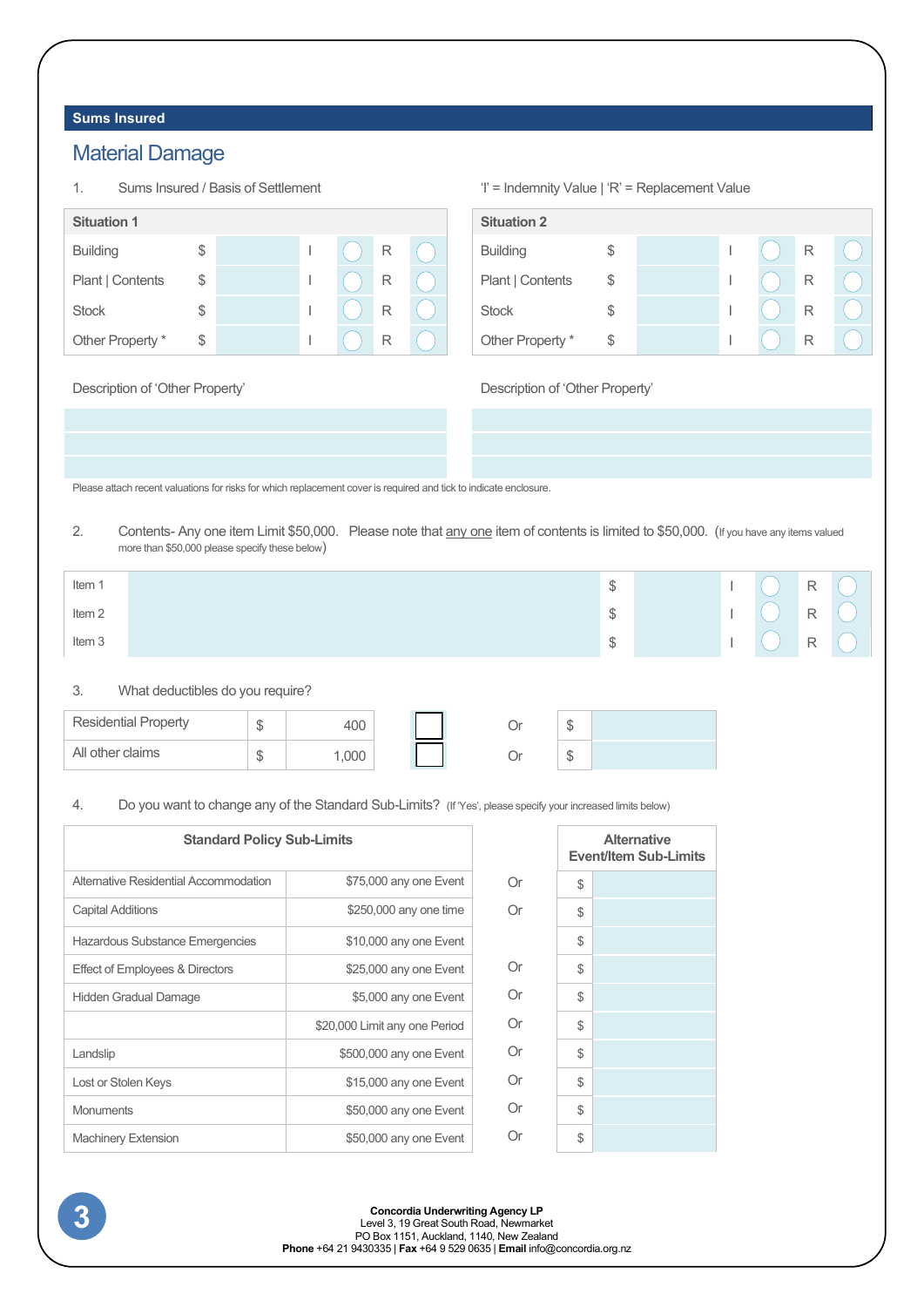## Sums Insured

### Material Damage

1. Sums Insured / Basis of Settlement

'I' = Indemnity Value | 'R' = Replacement Value

| Situation 1 | | | | | |
|---|---|---|---|---|---|
| Building | $ | | I ◯ | R ◯ |
| Plant \| Contents | $ | | I ◯ | R ◯ |
| Stock | $ | | I ◯ | R ◯ |
| Other Property * | $ | | I ◯ | R ◯ |

| Situation 2 | | | | |
|---|---|---|---|---|
| Building | $ | | I ◯ | R ◯ |
| Plant \| Contents | $ | | I ◯ | R ◯ |
| Stock | $ | | I ◯ | R ◯ |
| Other Property * | $ | | I ◯ | R ◯ |

Description of 'Other Property'

Description of 'Other Property'

Please attach recent valuations for risks for which replacement cover is required and tick to indicate enclosure.

2. Contents- Any one item Limit $50,000. Please note that <u>any one</u> item of contents is limited to $50,000. (If you have any items valued more than $50,000 please specify these below)

| Item | Description | $ | Value | I | R |
|---|---|---|---|---|---|
| Item 1 | | $ | | I ◯ | R ◯ |
| Item 2 | | $ | | I ◯ | R ◯ |
| Item 3 | | $ | | I ◯ | R ◯ |

3. What deductibles do you require?

| | | | | | |
|---|---|---|---|---|---|
| Residential Property | $ | 400 | ☐ | Or | $ |
| All other claims | $ | 1,000 | ☐ | Or | $ |

4. Do you want to change any of the Standard Sub-Limits? (If 'Yes', please specify your increased limits below)

| Standard Policy Sub-Limits | | | Alternative Event/Item Sub-Limits |
|---|---|---|---|
| Alternative Residential Accommodation | $75,000 any one Event | Or | $ |
| Capital Additions | $250,000 any one time | Or | $ |
| Hazardous Substance Emergencies | $10,000 any one Event | | $ |
| Effect of Employees & Directors | $25,000 any one Event | Or | $ |
| Hidden Gradual Damage | $5,000 any one Event | Or | $ |
| | $20,000 Limit any one Period | Or | $ |
| Landslip | $500,000 any one Event | Or | $ |
| Lost or Stolen Keys | $15,000 any one Event | Or | $ |
| Monuments | $50,000 any one Event | Or | $ |
| Machinery Extension | $50,000 any one Event | Or | $ |

**Concordia Underwriting Agency LP**
Level 3, 19 Great South Road, Newmarket
PO Box 1151, Auckland, 1140, New Zealand
**Phone** +64 21 9430335 | **Fax** +64 9 529 0635 | **Email** info@concordia.org.nz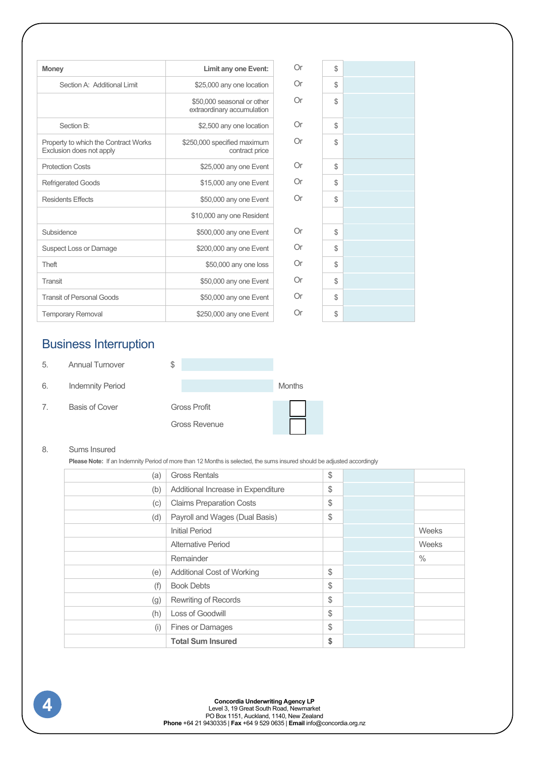| Money | Limit any one Event: | | | |
|---|---|---|---|---|
| Section A: Additional Limit | $25,000 any one location | Or | $ | |
| | $50,000 seasonal or other extraordinary accumulation | Or | $ | |
| Section B: | $2,500 any one location | Or | $ | |
| Property to which the Contract Works Exclusion does not apply | $250,000 specified maximum contract price | Or | $ | |
| Protection Costs | $25,000 any one Event | Or | $ | |
| Refrigerated Goods | $15,000 any one Event | Or | $ | |
| Residents Effects | $50,000 any one Event | Or | $ | |
| | $10,000 any one Resident | | | |
| Subsidence | $500,000 any one Event | Or | $ | |
| Suspect Loss or Damage | $200,000 any one Event | Or | $ | |
| Theft | $50,000 any one loss | Or | $ | |
| Transit | $50,000 any one Event | Or | $ | |
| Transit of Personal Goods | $50,000 any one Event | Or | $ | |
| Temporary Removal | $250,000 any one Event | Or | $ | |

## Business Interruption

5. Annual Turnover $ 

6. Indemnity Period Months

7. Basis of Cover
   - Gross Profit ☐
   - Gross Revenue ☐

8. Sums Insured

**Please Note:** If an Indemnity Period of more than 12 Months is selected, the sums insured should be adjusted accordingly

| | | | | |
|---|---|---|---|---|
| (a) | Gross Rentals | $ | | |
| (b) | Additional Increase in Expenditure | $ | | |
| (c) | Claims Preparation Costs | $ | | |
| (d) | Payroll and Wages (Dual Basis) | $ | | |
| | Initial Period | | | Weeks |
| | Alternative Period | | | Weeks |
| | Remainder | | | % |
| (e) | Additional Cost of Working | $ | | |
| (f) | Book Debts | $ | | |
| (g) | Rewriting of Records | $ | | |
| (h) | Loss of Goodwill | $ | | |
| (i) | Fines or Damages | $ | | |
| | **Total Sum Insured** | **$** | | |

**Concordia Underwriting Agency LP**
Level 3, 19 Great South Road, Newmarket
PO Box 1151, Auckland, 1140, New Zealand
**Phone** +64 21 9430335 | **Fax** +64 9 529 0635 | **Email** info@concordia.org.nz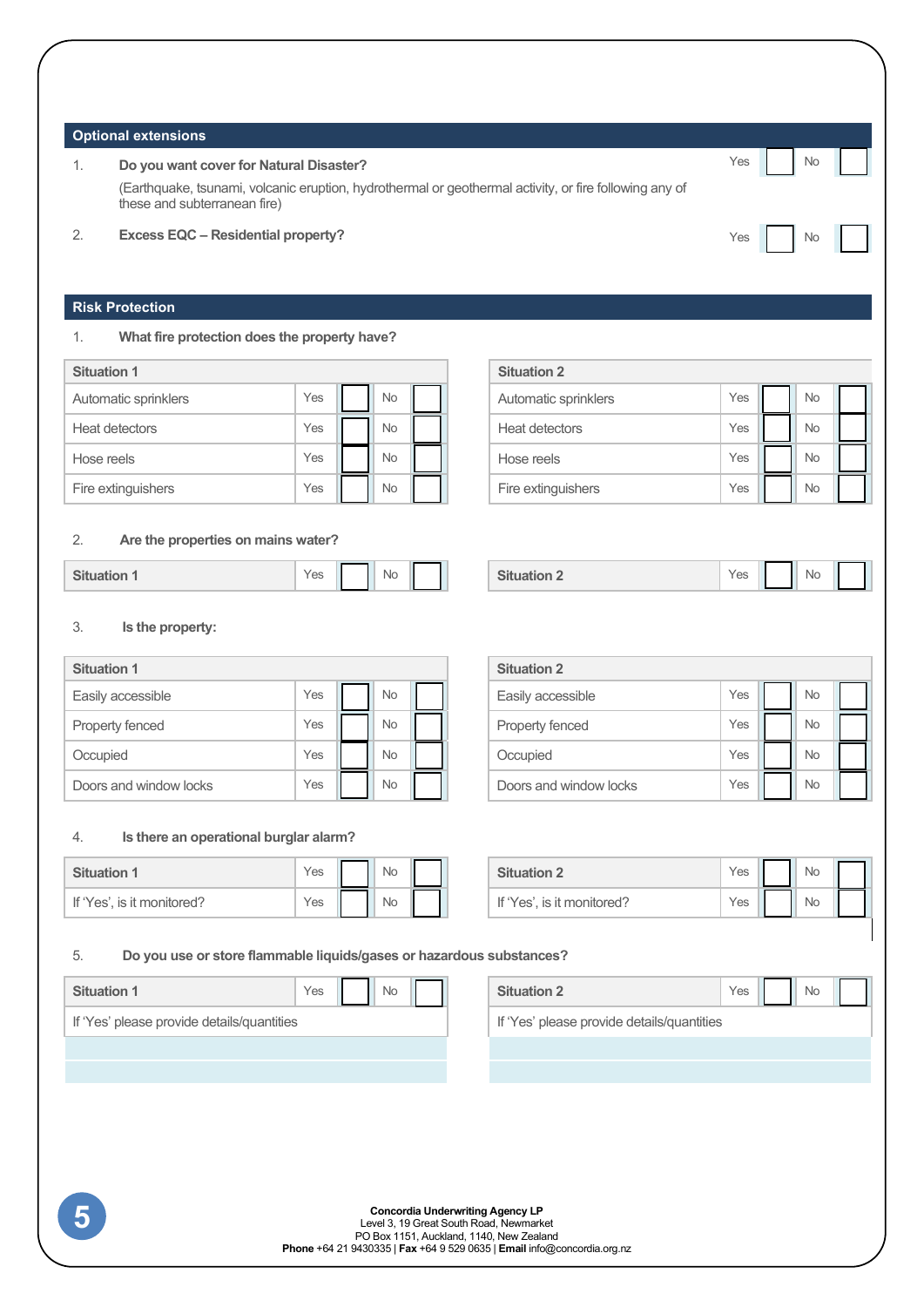## Optional extensions

1. **Do you want cover for Natural Disaster?** Yes ☐ No ☐

   (Earthquake, tsunami, volcanic eruption, hydrothermal or geothermal activity, or fire following any of these and subterranean fire)

2. **Excess EQC – Residential property?** Yes ☐ No ☐

## Risk Protection

1. **What fire protection does the property have?**

| Situation 1 | | | | |
|---|---|---|---|---|
| Automatic sprinklers | Yes | ☐ | No | ☐ |
| Heat detectors | Yes | ☐ | No | ☐ |
| Hose reels | Yes | ☐ | No | ☐ |
| Fire extinguishers | Yes | ☐ | No | ☐ |

| Situation 2 | | | | |
|---|---|---|---|---|
| Automatic sprinklers | Yes | ☐ | No | ☐ |
| Heat detectors | Yes | ☐ | No | ☐ |
| Hose reels | Yes | ☐ | No | ☐ |
| Fire extinguishers | Yes | ☐ | No | ☐ |

2. **Are the properties on mains water?**

| Situation 1 | Yes | ☐ | No | ☐ |
|---|---|---|---|---|

| Situation 2 | Yes | ☐ | No | ☐ |
|---|---|---|---|---|

3. **Is the property:**

| Situation 1 | | | | |
|---|---|---|---|---|
| Easily accessible | Yes | ☐ | No | ☐ |
| Property fenced | Yes | ☐ | No | ☐ |
| Occupied | Yes | ☐ | No | ☐ |
| Doors and window locks | Yes | ☐ | No | ☐ |

| Situation 2 | | | | |
|---|---|---|---|---|
| Easily accessible | Yes | ☐ | No | ☐ |
| Property fenced | Yes | ☐ | No | ☐ |
| Occupied | Yes | ☐ | No | ☐ |
| Doors and window locks | Yes | ☐ | No | ☐ |

4. **Is there an operational burglar alarm?**

| Situation 1 | Yes | ☐ | No | ☐ |
|---|---|---|---|---|
| If 'Yes', is it monitored? | Yes | ☐ | No | ☐ |

| Situation 2 | Yes | ☐ | No | ☐ |
|---|---|---|---|---|
| If 'Yes', is it monitored? | Yes | ☐ | No | ☐ |

5. **Do you use or store flammable liquids/gases or hazardous substances?**

| Situation 1 | Yes | ☐ | No | ☐ |
|---|---|---|---|---|
| If 'Yes' please provide details/quantities | | | | |
| | | | | |
| | | | | |

| Situation 2 | Yes | ☐ | No | ☐ |
|---|---|---|---|---|
| If 'Yes' please provide details/quantities | | | | |
| | | | | |
| | | | | |

**Concordia Underwriting Agency LP**
Level 3, 19 Great South Road, Newmarket
PO Box 1151, Auckland, 1140, New Zealand
**Phone** +64 21 9430335 | **Fax** +64 9 529 0635 | **Email** info@concordia.org.nz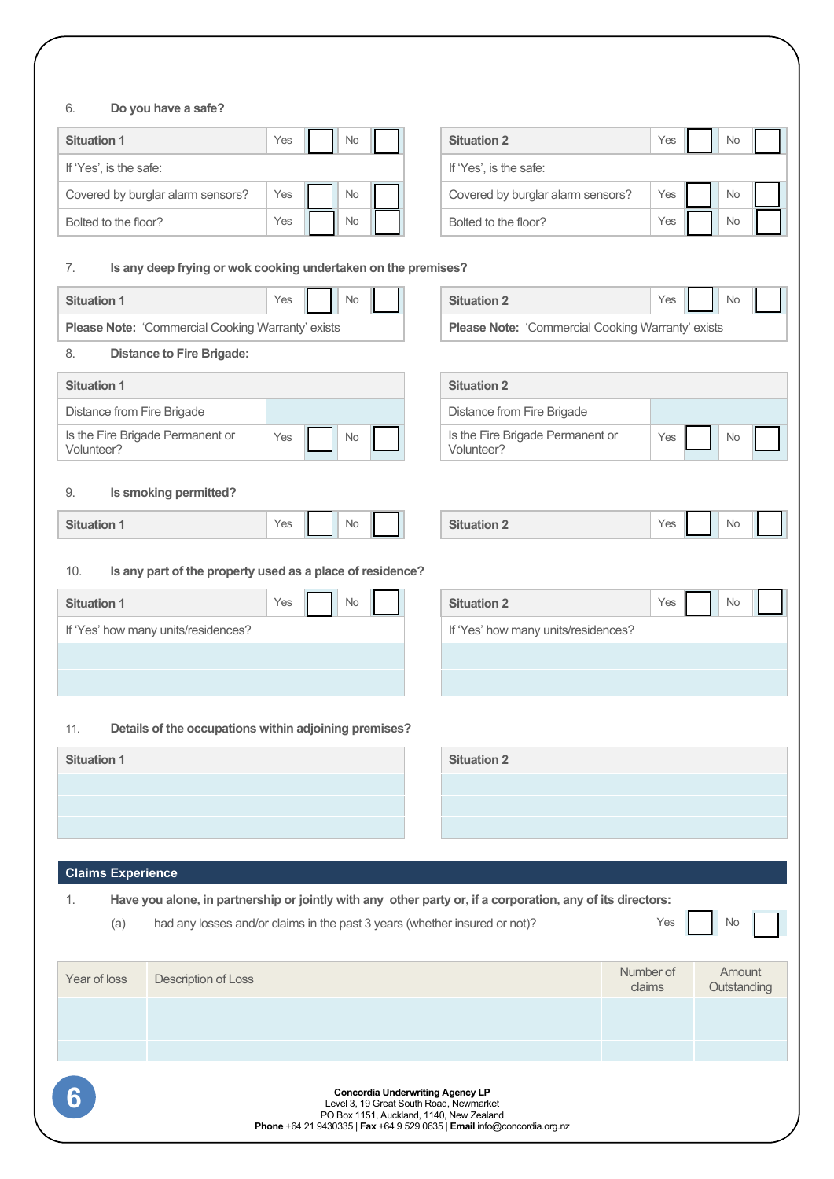6. **Do you have a safe?**

| Situation 1 | Yes | ☐ | No | ☐ |
|---|---|---|---|---|
| If 'Yes', is the safe: | | | | |
| Covered by burglar alarm sensors? | Yes | ☐ | No | ☐ |
| Bolted to the floor? | Yes | ☐ | No | ☐ |

| Situation 2 | Yes | ☐ | No | ☐ |
|---|---|---|---|---|
| If 'Yes', is the safe: | | | | |
| Covered by burglar alarm sensors? | Yes | ☐ | No | ☐ |
| Bolted to the floor? | Yes | ☐ | No | ☐ |

7. **Is any deep frying or wok cooking undertaken on the premises?**

| Situation 1 | Yes | ☐ | No | ☐ |
|---|---|---|---|---|
| **Please Note:** 'Commercial Cooking Warranty' exists | | | | |

| Situation 2 | Yes | ☐ | No | ☐ |
|---|---|---|---|---|
| **Please Note:** 'Commercial Cooking Warranty' exists | | | | |

8. **Distance to Fire Brigade:**

| Situation 1 | | | | |
|---|---|---|---|---|
| Distance from Fire Brigade | | | | |
| Is the Fire Brigade Permanent or Volunteer? | Yes | ☐ | No | ☐ |

| Situation 2 | | | | |
|---|---|---|---|---|
| Distance from Fire Brigade | | | | |
| Is the Fire Brigade Permanent or Volunteer? | Yes | ☐ | No | ☐ |

9. **Is smoking permitted?**

| Situation 1 | Yes | ☐ | No | ☐ |
|---|---|---|---|---|

| Situation 2 | Yes | ☐ | No | ☐ |
|---|---|---|---|---|

10. **Is any part of the property used as a place of residence?**

| Situation 1 | Yes | ☐ | No | ☐ |
|---|---|---|---|---|
| If 'Yes' how many units/residences? | | | | |
| | | | | |
| | | | | |

| Situation 2 | Yes | ☐ | No | ☐ |
|---|---|---|---|---|
| If 'Yes' how many units/residences? | | | | |
| | | | | |
| | | | | |

11. **Details of the occupations within adjoining premises?**

| Situation 1 |
|---|
| |
| |
| |

| Situation 2 |
|---|
| |
| |
| |

## Claims Experience

1. **Have you alone, in partnership or jointly with any other party or, if a corporation, any of its directors:**

   (a) had any losses and/or claims in the past 3 years (whether insured or not)? Yes ☐ No ☐

| Year of loss | Description of Loss | Number of claims | Amount Outstanding |
|---|---|---|---|
| | | | |
| | | | |
| | | | |

**Concordia Underwriting Agency LP**
Level 3, 19 Great South Road, Newmarket
PO Box 1151, Auckland, 1140, New Zealand
**Phone** +64 21 9430335 | **Fax** +64 9 529 0635 | **Email** info@concordia.org.nz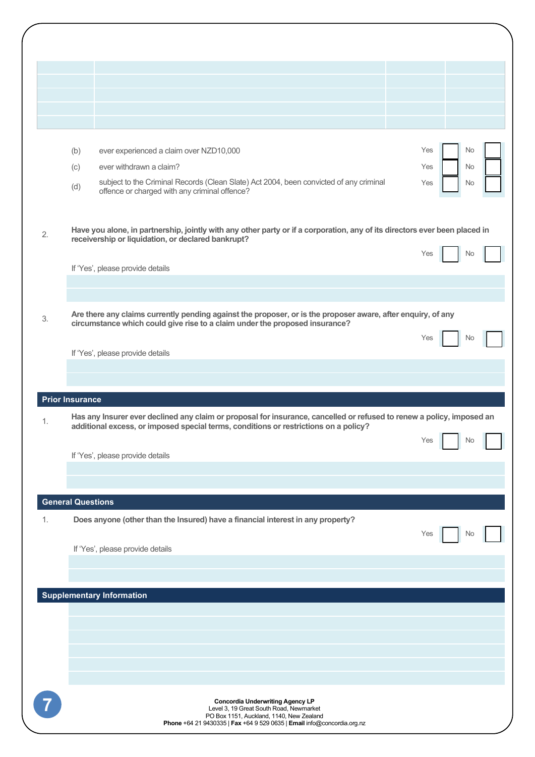| | | | |
|---|---|---|---|
| | | | |
| | | | |
| | | | |
| | | | |
| | | | |

(b) ever experienced a claim over NZD10,000 Yes ☐ No ☐

(c) ever withdrawn a claim? Yes ☐ No ☐

(d) subject to the Criminal Records (Clean Slate) Act 2004, been convicted of any criminal offence or charged with any criminal offence? Yes ☐ No ☐

2. **Have you alone, in partnership, jointly with any other party or if a corporation, any of its directors ever been placed in receivership or liquidation, or declared bankrupt?**

Yes ☐ No ☐

If 'Yes', please provide details

3. **Are there any claims currently pending against the proposer, or is the proposer aware, after enquiry, of any circumstance which could give rise to a claim under the proposed insurance?**

Yes ☐ No ☐

If 'Yes', please provide details

## Prior Insurance

1. **Has any Insurer ever declined any claim or proposal for insurance, cancelled or refused to renew a policy, imposed an additional excess, or imposed special terms, conditions or restrictions on a policy?**

Yes ☐ No ☐

If 'Yes', please provide details

## General Questions

1. **Does anyone (other than the Insured) have a financial interest in any property?**

Yes ☐ No ☐

If 'Yes', please provide details

## Supplementary Information

**Concordia Underwriting Agency LP**
Level 3, 19 Great South Road, Newmarket
PO Box 1151, Auckland, 1140, New Zealand
**Phone** +64 21 9430335 | **Fax** +64 9 529 0635 | **Email** info@concordia.org.nz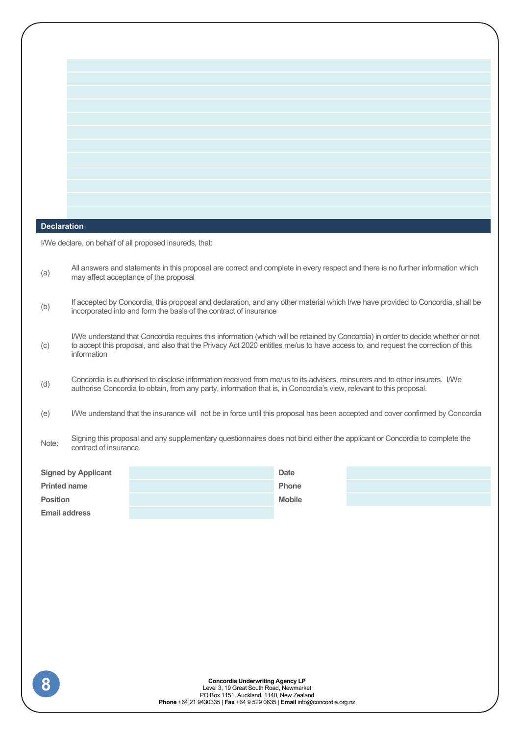## Declaration

I/We declare, on behalf of all proposed insureds, that:

(a) All answers and statements in this proposal are correct and complete in every respect and there is no further information which may affect acceptance of the proposal

(b) If accepted by Concordia, this proposal and declaration, and any other material which I/we have provided to Concordia, shall be incorporated into and form the basis of the contract of insurance

(c) I/We understand that Concordia requires this information (which will be retained by Concordia) in order to decide whether or not to accept this proposal, and also that the Privacy Act 2020 entitles me/us to have access to, and request the correction of this information

(d) Concordia is authorised to disclose information received from me/us to its advisers, reinsurers and to other insurers. I/We authorise Concordia to obtain, from any party, information that is, in Concordia's view, relevant to this proposal.

(e) I/We understand that the insurance will not be in force until this proposal has been accepted and cover confirmed by Concordia

Note: Signing this proposal and any supplementary questionnaires does not bind either the applicant or Concordia to complete the contract of insurance.

| | | | |
|---|---|---|---|
| **Signed by Applicant** | | **Date** | |
| **Printed name** | | **Phone** | |
| **Position** | | **Mobile** | |
| **Email address** | | | |

**Concordia Underwriting Agency LP**
Level 3, 19 Great South Road, Newmarket
PO Box 1151, Auckland, 1140, New Zealand
**Phone** +64 21 9430335 | **Fax** +64 9 529 0635 | **Email** info@concordia.org.nz